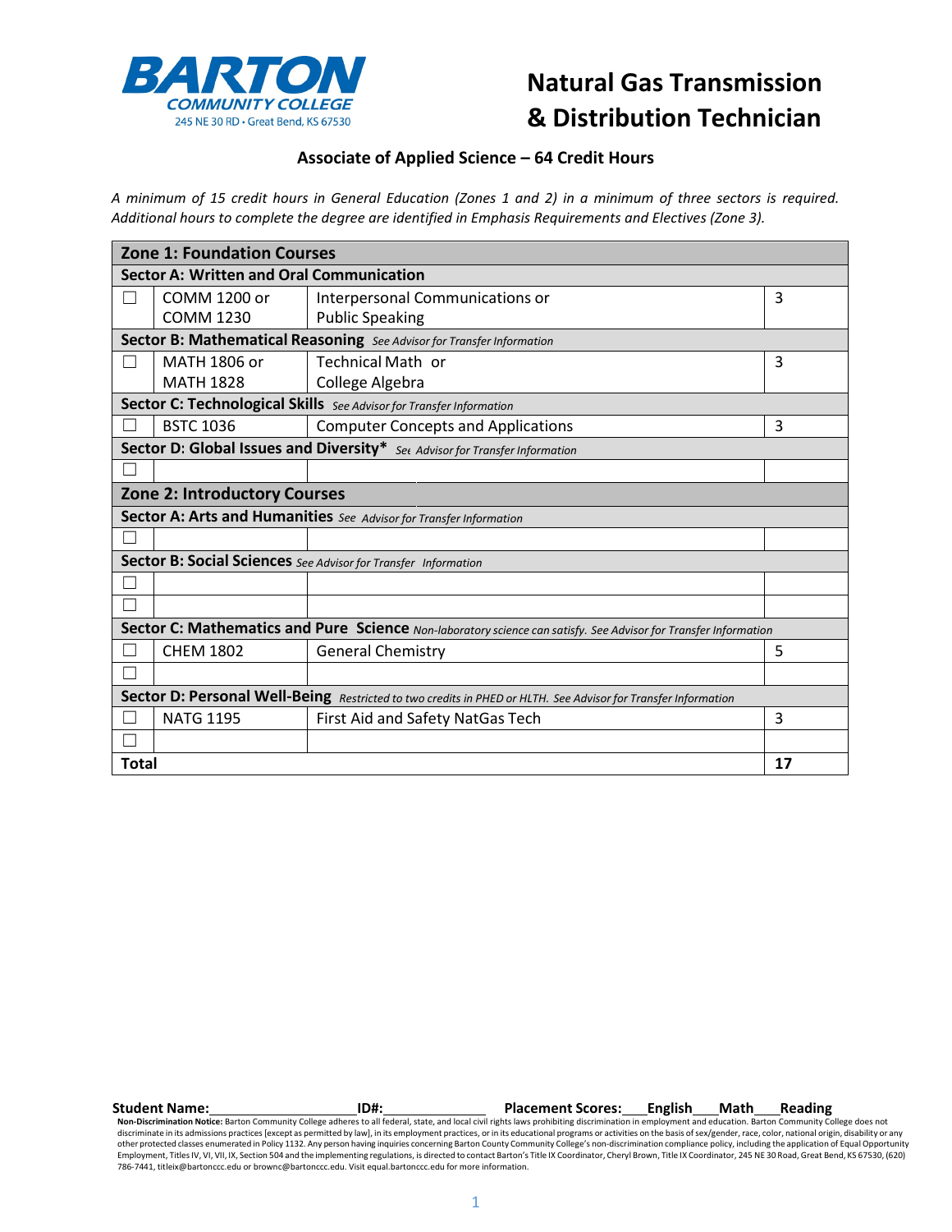BARTON COMMUNITY COLLEGE
245 NE 30 RD • Great Bend, KS 67530

# Natural Gas Transmission & Distribution Technician

## Associate of Applied Science – 64 Credit Hours

*A minimum of 15 credit hours in General Education (Zones 1 and 2) in a minimum of three sectors is required. Additional hours to complete the degree are identified in Emphasis Requirements and Electives (Zone 3).*

| | | | |
|---|---|---|---|
| **Zone 1: Foundation Courses** | | | |
| **Sector A: Written and Oral Communication** | | | |
| ☐ | COMM 1200 or COMM 1230 | Interpersonal Communications or Public Speaking | 3 |
| **Sector B: Mathematical Reasoning** *See Advisor for Transfer Information* | | | |
| ☐ | MATH 1806 or MATH 1828 | Technical Math or College Algebra | 3 |
| **Sector C: Technological Skills** *See Advisor for Transfer Information* | | | |
| ☐ | BSTC 1036 | Computer Concepts and Applications | 3 |
| **Sector D: Global Issues and Diversity*** *See Advisor for Transfer Information* | | | |
| ☐ | | | |
| **Zone 2: Introductory Courses** | | | |
| **Sector A: Arts and Humanities** *See Advisor for Transfer Information* | | | |
| ☐ | | | |
| **Sector B: Social Sciences** *See Advisor for Transfer Information* | | | |
| ☐ | | | |
| ☐ | | | |
| **Sector C: Mathematics and Pure Science** *Non-laboratory science can satisfy. See Advisor for Transfer Information* | | | |
| ☐ | CHEM 1802 | General Chemistry | 5 |
| ☐ | | | |
| **Sector D: Personal Well-Being** *Restricted to two credits in PHED or HLTH. See Advisor for Transfer Information* | | | |
| ☐ | NATG 1195 | First Aid and Safety NatGas Tech | 3 |
| ☐ | | | |
| **Total** | | | **17** |

**Student Name:**\_\_\_\_\_\_\_\_\_\_\_\_\_\_\_\_\_\_\_\_ **ID#:**\_\_\_\_\_\_\_\_\_\_\_\_\_\_ **Placement Scores:**\_\_\_**English**\_\_\_**Math**\_\_\_**Reading**

**Non-Discrimination Notice:** Barton Community College adheres to all federal, state, and local civil rights laws prohibiting discrimination in employment and education. Barton Community College does not discriminate in its admissions practices [except as permitted by law], in its employment practices, or in its educational programs or activities on the basis of sex/gender, race, color, national origin, disability or any other protected classes enumerated in Policy 1132. Any person having inquiries concerning Barton County Community College's non-discrimination compliance policy, including the application of Equal Opportunity Employment, Titles IV, VI, VII, IX, Section 504 and the implementing regulations, is directed to contact Barton's Title IX Coordinator, Cheryl Brown, Title IX Coordinator, 245 NE 30 Road, Great Bend, KS 67530, (620) 786-7441, titleix@bartonccc.edu or brownc@bartonccc.edu. Visit equal.bartonccc.edu for more information.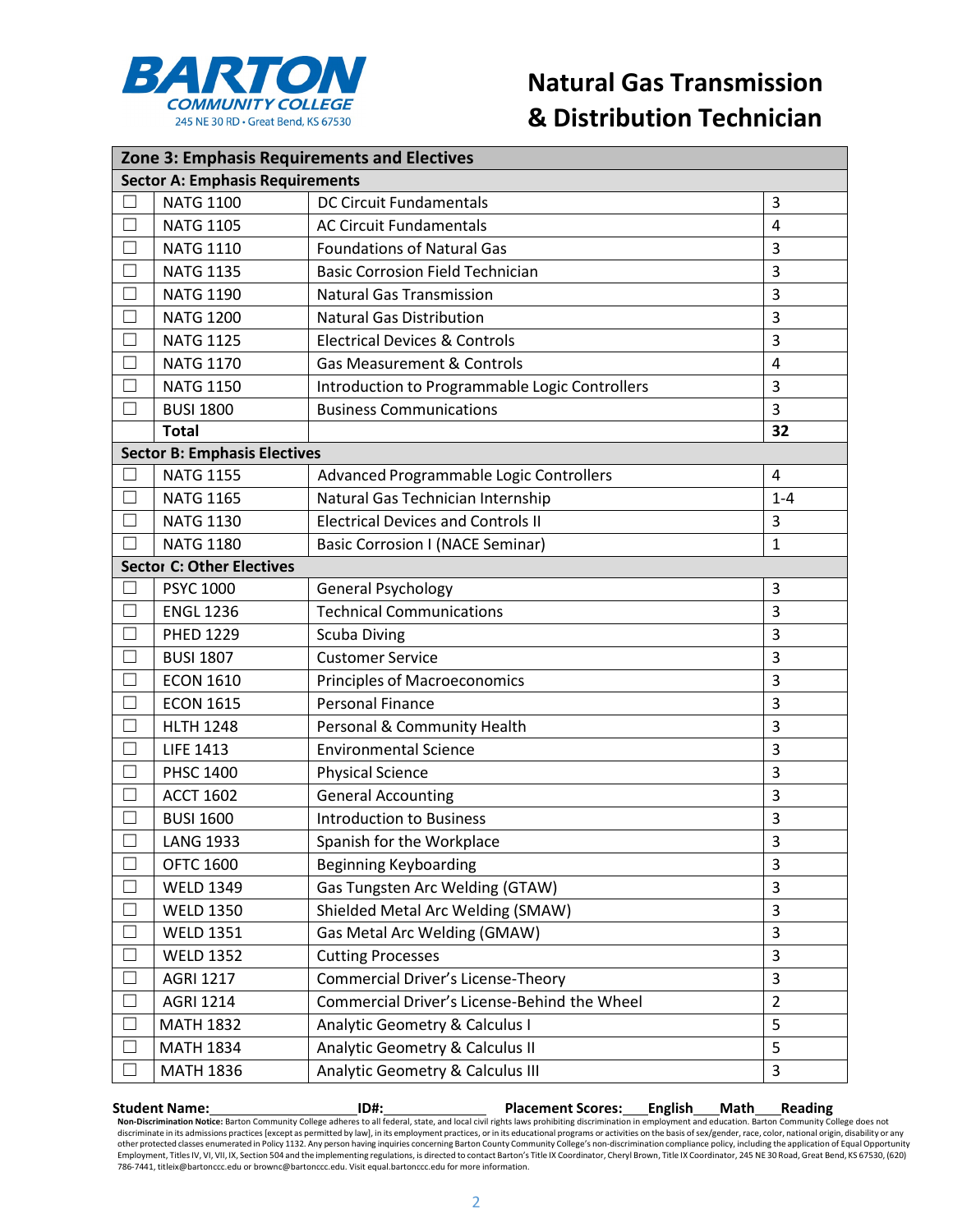# Natural Gas Transmission & Distribution Technician

Barton Community College
245 NE 30 RD • Great Bend, KS 67530

| Zone 3: Emphasis Requirements and Electives | | | |
|---|---|---|---|
| **Sector A: Emphasis Requirements** | | | |
| ☐ | NATG 1100 | DC Circuit Fundamentals | 3 |
| ☐ | NATG 1105 | AC Circuit Fundamentals | 4 |
| ☐ | NATG 1110 | Foundations of Natural Gas | 3 |
| ☐ | NATG 1135 | Basic Corrosion Field Technician | 3 |
| ☐ | NATG 1190 | Natural Gas Transmission | 3 |
| ☐ | NATG 1200 | Natural Gas Distribution | 3 |
| ☐ | NATG 1125 | Electrical Devices & Controls | 3 |
| ☐ | NATG 1170 | Gas Measurement & Controls | 4 |
| ☐ | NATG 1150 | Introduction to Programmable Logic Controllers | 3 |
| ☐ | BUSI 1800 | Business Communications | 3 |
| | **Total** | | **32** |
| **Sector B: Emphasis Electives** | | | |
| ☐ | NATG 1155 | Advanced Programmable Logic Controllers | 4 |
| ☐ | NATG 1165 | Natural Gas Technician Internship | 1-4 |
| ☐ | NATG 1130 | Electrical Devices and Controls II | 3 |
| ☐ | NATG 1180 | Basic Corrosion I (NACE Seminar) | 1 |
| **Sector C: Other Electives** | | | |
| ☐ | PSYC 1000 | General Psychology | 3 |
| ☐ | ENGL 1236 | Technical Communications | 3 |
| ☐ | PHED 1229 | Scuba Diving | 3 |
| ☐ | BUSI 1807 | Customer Service | 3 |
| ☐ | ECON 1610 | Principles of Macroeconomics | 3 |
| ☐ | ECON 1615 | Personal Finance | 3 |
| ☐ | HLTH 1248 | Personal & Community Health | 3 |
| ☐ | LIFE 1413 | Environmental Science | 3 |
| ☐ | PHSC 1400 | Physical Science | 3 |
| ☐ | ACCT 1602 | General Accounting | 3 |
| ☐ | BUSI 1600 | Introduction to Business | 3 |
| ☐ | LANG 1933 | Spanish for the Workplace | 3 |
| ☐ | OFTC 1600 | Beginning Keyboarding | 3 |
| ☐ | WELD 1349 | Gas Tungsten Arc Welding (GTAW) | 3 |
| ☐ | WELD 1350 | Shielded Metal Arc Welding (SMAW) | 3 |
| ☐ | WELD 1351 | Gas Metal Arc Welding (GMAW) | 3 |
| ☐ | WELD 1352 | Cutting Processes | 3 |
| ☐ | AGRI 1217 | Commercial Driver's License-Theory | 3 |
| ☐ | AGRI 1214 | Commercial Driver's License-Behind the Wheel | 2 |
| ☐ | MATH 1832 | Analytic Geometry & Calculus I | 5 |
| ☐ | MATH 1834 | Analytic Geometry & Calculus II | 5 |
| ☐ | MATH 1836 | Analytic Geometry & Calculus III | 3 |

**Student Name:**\_\_\_\_\_\_\_\_\_\_\_\_\_\_\_\_\_\_\_\_ **ID#:**\_\_\_\_\_\_\_\_\_\_\_\_\_\_\_\_ **Placement Scores:**\_\_\_**English**\_\_\_**Math**\_\_\_**Reading**

**Non-Discrimination Notice:** Barton Community College adheres to all federal, state, and local civil rights laws prohibiting discrimination in employment and education. Barton Community College does not discriminate in its admissions practices [except as permitted by law], in its employment practices, or in its educational programs or activities on the basis of sex/gender, race, color, national origin, disability or any other protected classes enumerated in Policy 1132. Any person having inquiries concerning Barton County Community College's non-discrimination compliance policy, including the application of Equal Opportunity Employment, Titles IV, VI, VII, IX, Section 504 and the implementing regulations, is directed to contact Barton's Title IX Coordinator, Cheryl Brown, Title IX Coordinator, 245 NE 30 Road, Great Bend, KS 67530, (620) 786-7441, titleix@bartonccc.edu or brownc@bartonccc.edu. Visit equal.bartonccc.edu for more information.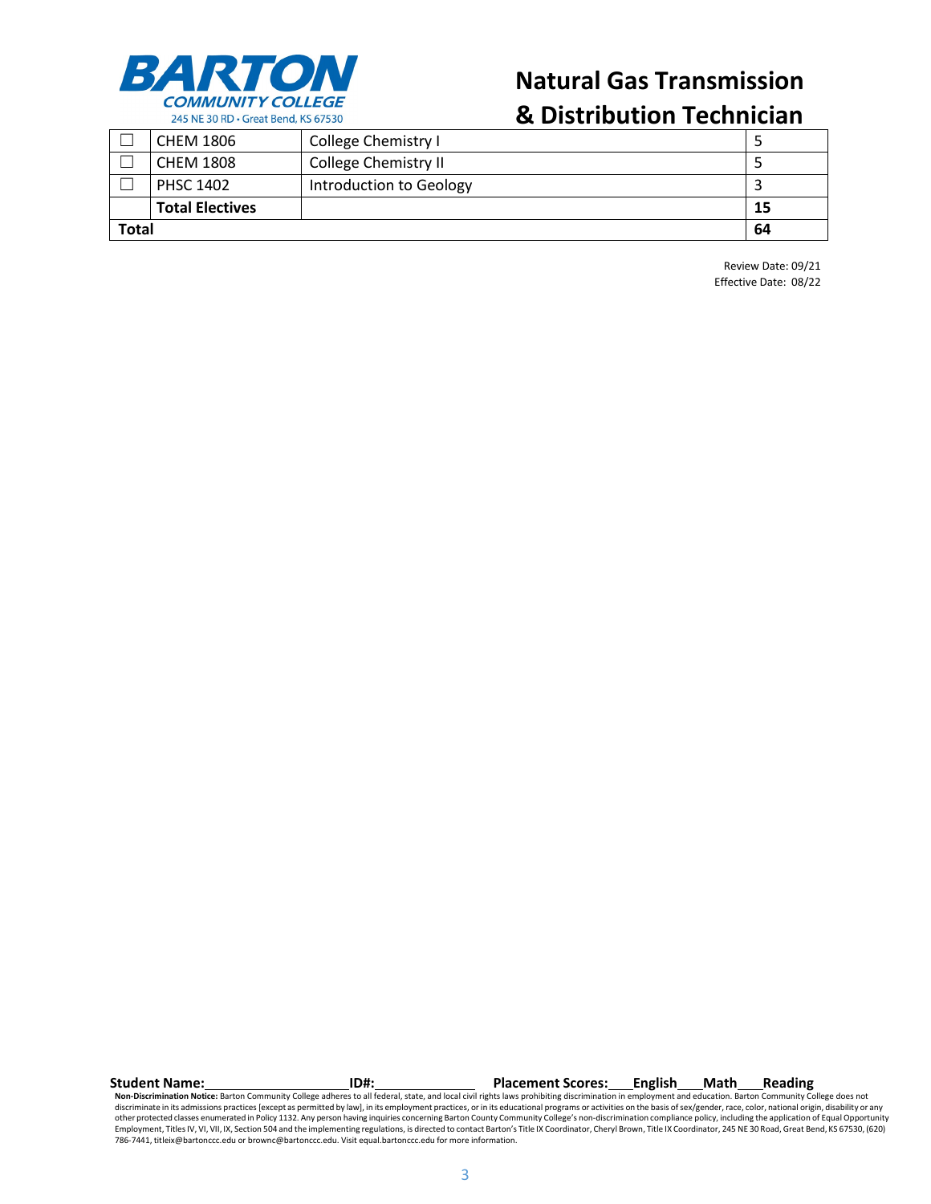# Natural Gas Transmission & Distribution Technician

| | | | |
|---|---|---|---|
| ☐ | CHEM 1806 | College Chemistry I | 5 |
| ☐ | CHEM 1808 | College Chemistry II | 5 |
| ☐ | PHSC 1402 | Introduction to Geology | 3 |
| | **Total Electives** | | **15** |
| **Total** | | | **64** |

Review Date: 09/21
Effective Date: 08/22

**Student Name:**\_\_\_\_\_\_\_\_\_\_\_\_\_\_\_\_\_\_\_\_ **ID#:**\_\_\_\_\_\_\_\_\_\_\_\_\_\_ **Placement Scores:**\_\_\_**English**\_\_\_**Math**\_\_\_**Reading**

**Non-Discrimination Notice:** Barton Community College adheres to all federal, state, and local civil rights laws prohibiting discrimination in employment and education. Barton Community College does not discriminate in its admissions practices [except as permitted by law], in its employment practices, or in its educational programs or activities on the basis of sex/gender, race, color, national origin, disability or any other protected classes enumerated in Policy 1132. Any person having inquiries concerning Barton County Community College's non-discrimination compliance policy, including the application of Equal Opportunity Employment, Titles IV, VI, VII, IX, Section 504 and the implementing regulations, is directed to contact Barton's Title IX Coordinator, Cheryl Brown, Title IX Coordinator, 245 NE 30 Road, Great Bend, KS 67530, (620) 786-7441, titleix@bartonccc.edu or brownc@bartonccc.edu. Visit equal.bartonccc.edu for more information.